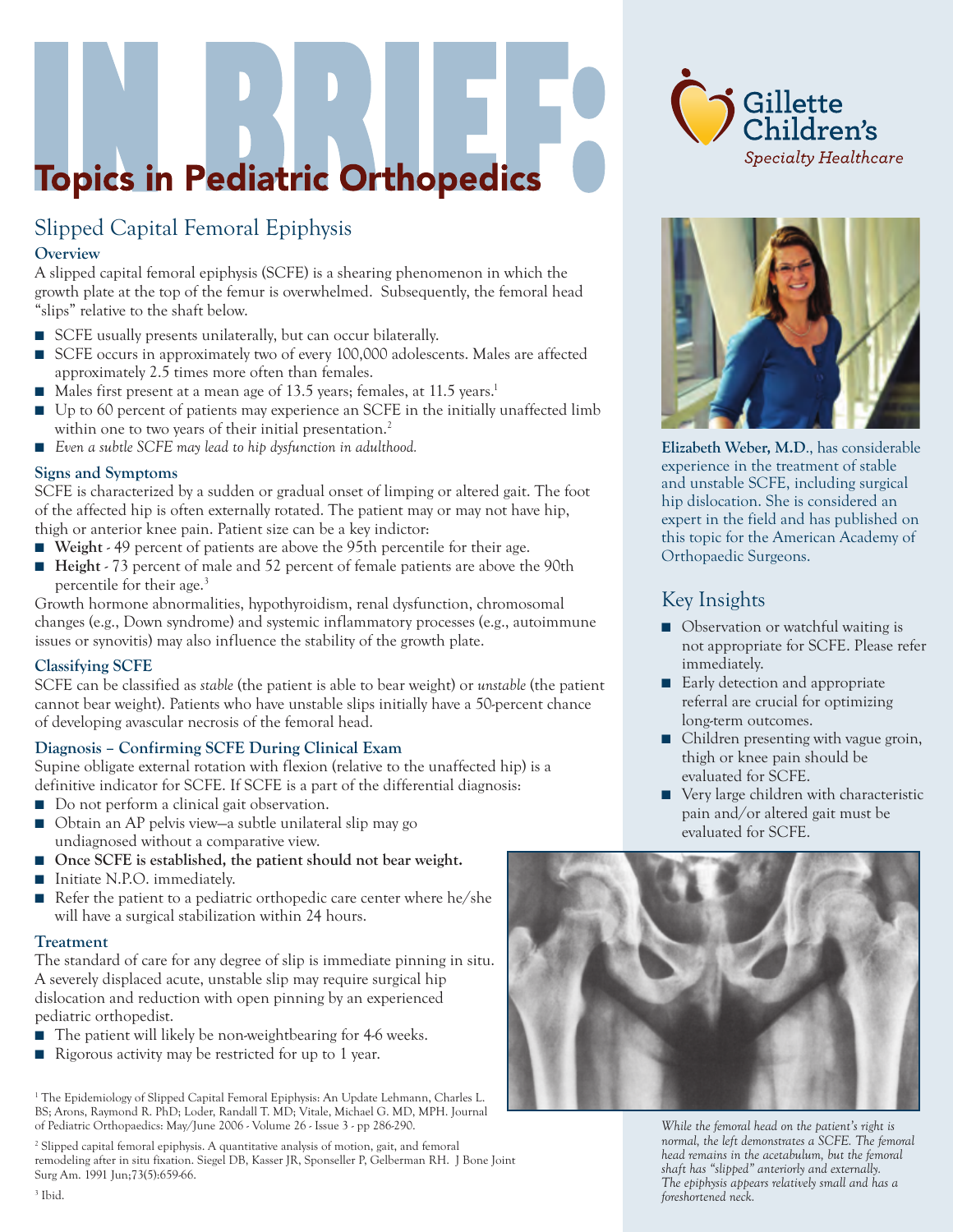# IN BRIEF: Topics in Pediatric Orthopedics

Gillette Children's Specialty Healthcare

## Slipped Capital Femoral Epiphysis

### Overview

A slipped capital femoral epiphysis (SCFE) is a shearing phenomenon in which the growth plate at the top of the femur is overwhelmed. Subsequently, the femoral head "slips" relative to the shaft below.

- SCFE usually presents unilaterally, but can occur bilaterally.
- SCFE occurs in approximately two of every 100,000 adolescents. Males are affected approximately 2.5 times more often than females.
- Males first present at a mean age of 13.5 years; females, at 11.5 years.[1]
- Up to 60 percent of patients may experience an SCFE in the initially unaffected limb within one to two years of their initial presentation.[2]
- *Even a subtle SCFE may lead to hip dysfunction in adulthood.*

### Signs and Symptoms

SCFE is characterized by a sudden or gradual onset of limping or altered gait. The foot of the affected hip is often externally rotated. The patient may or may not have hip, thigh or anterior knee pain. Patient size can be a key indictor:

- **Weight** - 49 percent of patients are above the 95th percentile for their age.
- **Height** - 73 percent of male and 52 percent of female patients are above the 90th percentile for their age.[3]

Growth hormone abnormalities, hypothyroidism, renal dysfunction, chromosomal changes (e.g., Down syndrome) and systemic inflammatory processes (e.g., autoimmune issues or synovitis) may also influence the stability of the growth plate.

### Classifying SCFE

SCFE can be classified as *stable* (the patient is able to bear weight) or *unstable* (the patient cannot bear weight). Patients who have unstable slips initially have a 50-percent chance of developing avascular necrosis of the femoral head.

### Diagnosis – Confirming SCFE During Clinical Exam

Supine obligate external rotation with flexion (relative to the unaffected hip) is a definitive indicator for SCFE. If SCFE is a part of the differential diagnosis:

- Do not perform a clinical gait observation.
- Obtain an AP pelvis view—a subtle unilateral slip may go undiagnosed without a comparative view.
- **Once SCFE is established, the patient should not bear weight.**
- Initiate N.P.O. immediately.
- Refer the patient to a pediatric orthopedic care center where he/she will have a surgical stabilization within 24 hours.

### Treatment

The standard of care for any degree of slip is immediate pinning in situ. A severely displaced acute, unstable slip may require surgical hip dislocation and reduction with open pinning by an experienced pediatric orthopedist.

- The patient will likely be non-weightbearing for 4-6 weeks.
- Rigorous activity may be restricted for up to 1 year.

[1] The Epidemiology of Slipped Capital Femoral Epiphysis: An Update Lehmann, Charles L. BS; Arons, Raymond R. PhD; Loder, Randall T. MD; Vitale, Michael G. MD, MPH. Journal of Pediatric Orthopaedics: May/June 2006 - Volume 26 - Issue 3 - pp 286-290.

[2] Slipped capital femoral epiphysis. A quantitative analysis of motion, gait, and femoral remodeling after in situ fixation. Siegel DB, Kasser JR, Sponseller P, Gelberman RH. J Bone Joint Surg Am. 1991 Jun;73(5):659-66.

[3] Ibid.

**Elizabeth Weber, M.D.**, has considerable experience in the treatment of stable and unstable SCFE, including surgical hip dislocation. She is considered an expert in the field and has published on this topic for the American Academy of Orthopaedic Surgeons.

## Key Insights

- Observation or watchful waiting is not appropriate for SCFE. Please refer immediately.
- Early detection and appropriate referral are crucial for optimizing long-term outcomes.
- Children presenting with vague groin, thigh or knee pain should be evaluated for SCFE.
- Very large children with characteristic pain and/or altered gait must be evaluated for SCFE.

*While the femoral head on the patient's right is normal, the left demonstrates a SCFE. The femoral head remains in the acetabulum, but the femoral shaft has "slipped" anteriorly and externally. The epiphysis appears relatively small and has a foreshortened neck.*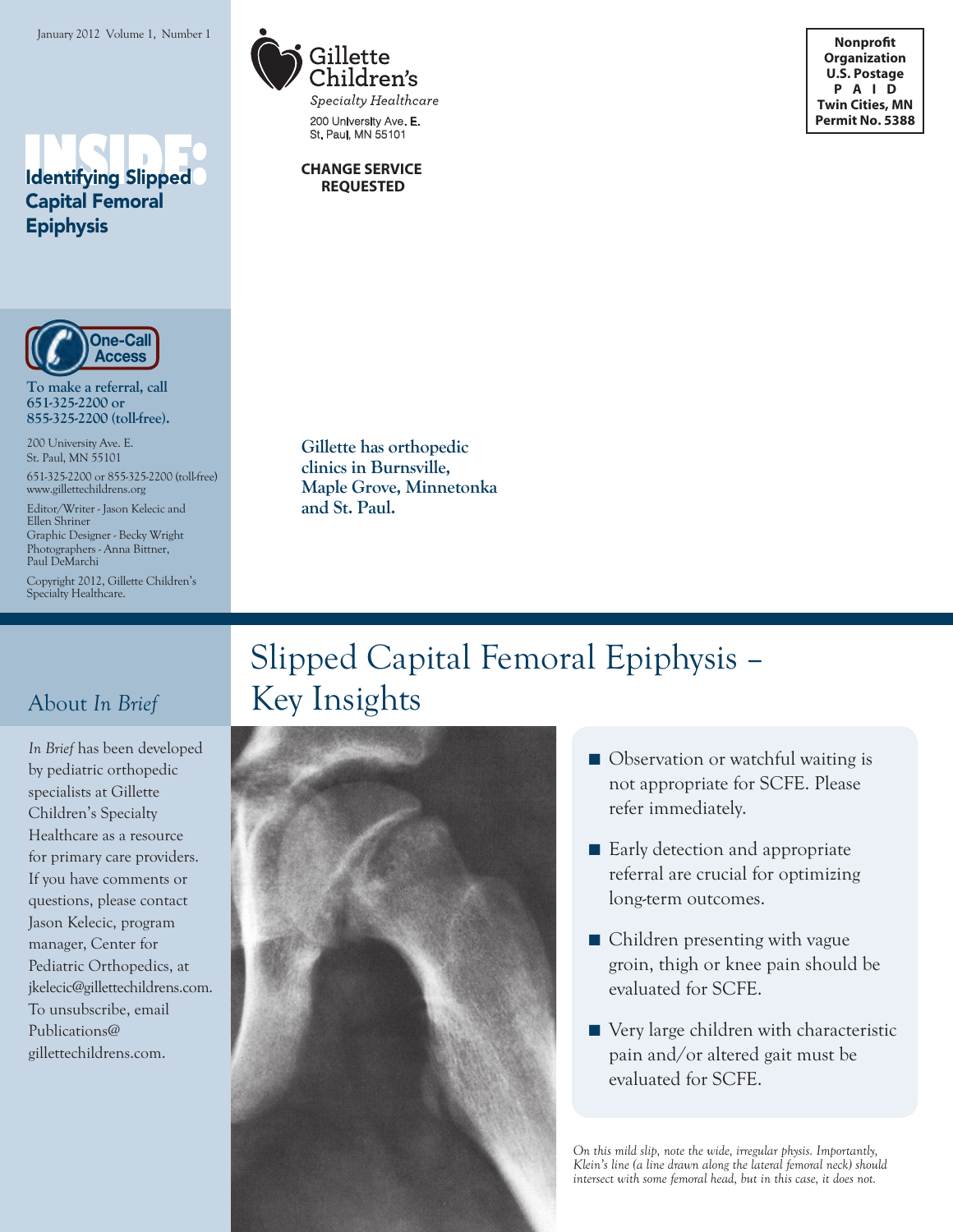January 2012 Volume 1, Number 1

# INSIDE:

**Identifying Slipped Capital Femoral Epiphysis**

Gillette Children's
*Specialty Healthcare*
200 University Ave. E.
St. Paul, MN 55101

**CHANGE SERVICE REQUESTED**

**Nonprofit Organization U.S. Postage P A I D Twin Cities, MN Permit No. 5388**

**One-Call Access**

**To make a referral, call 651-325-2200 or 855-325-2200 (toll-free).**

200 University Ave. E.
St. Paul, MN 55101

651-325-2200 or 855-325-2200 (toll-free)
www.gillettechildrens.org

Editor/Writer - Jason Kelecic and Ellen Shriner
Graphic Designer - Becky Wright
Photographers - Anna Bittner, Paul DeMarchi

Copyright 2012, Gillette Children's Specialty Healthcare.

**Gillette has orthopedic clinics in Burnsville, Maple Grove, Minnetonka and St. Paul.**

## About *In Brief*

*In Brief* has been developed by pediatric orthopedic specialists at Gillette Children's Specialty Healthcare as a resource for primary care providers. If you have comments or questions, please contact Jason Kelecic, program manager, Center for Pediatric Orthopedics, at jkelecic@gillettechildrens.com. To unsubscribe, email Publications@gillettechildrens.com.

# Slipped Capital Femoral Epiphysis – Key Insights

- Observation or watchful waiting is not appropriate for SCFE. Please refer immediately.
- Early detection and appropriate referral are crucial for optimizing long-term outcomes.
- Children presenting with vague groin, thigh or knee pain should be evaluated for SCFE.
- Very large children with characteristic pain and/or altered gait must be evaluated for SCFE.

*On this mild slip, note the wide, irregular physis. Importantly, Klein's line (a line drawn along the lateral femoral neck) should intersect with some femoral head, but in this case, it does not.*